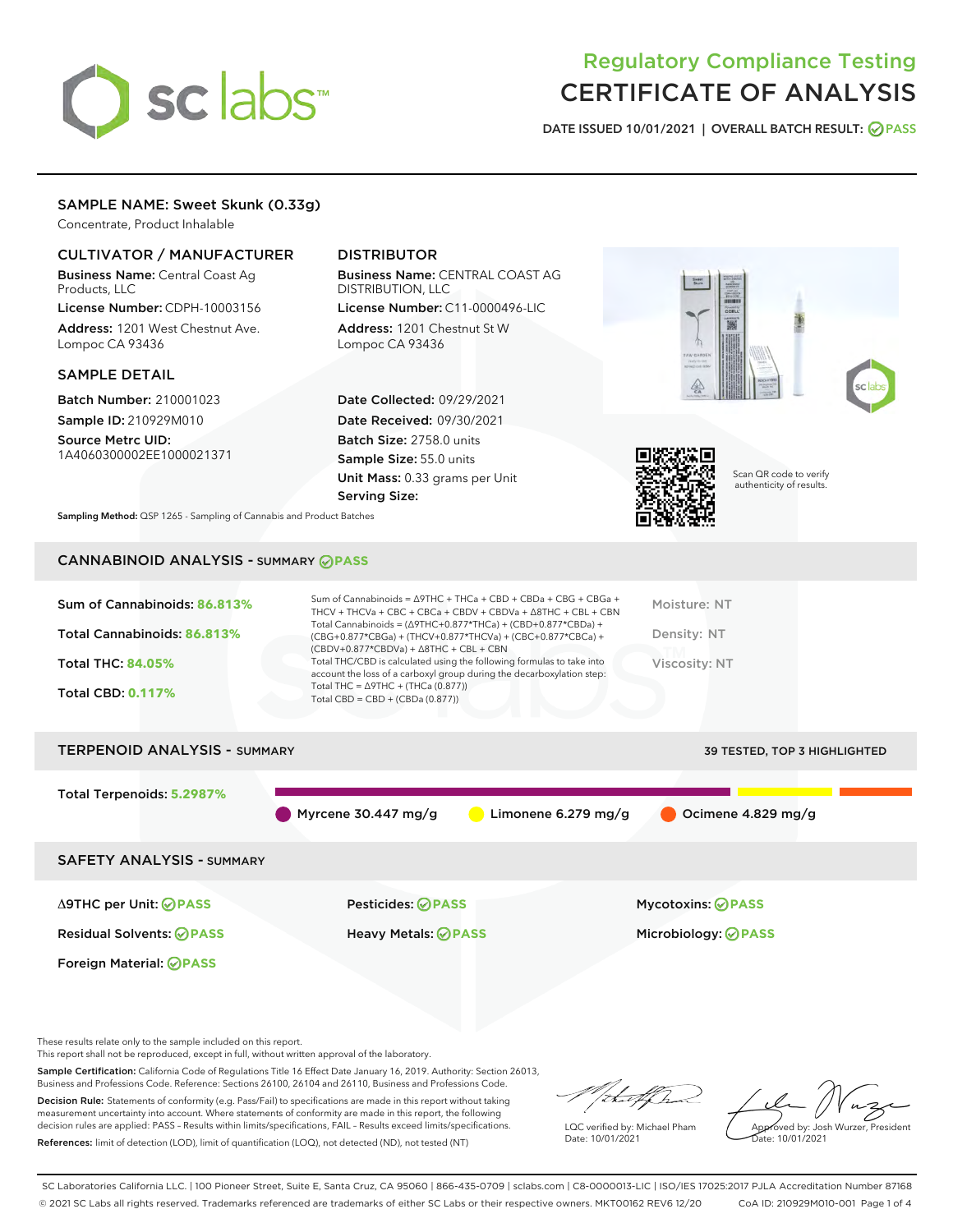# Regulatory Compliance Testing
# CERTIFICATE OF ANALYSIS

DATE ISSUED 10/01/2021 | OVERALL BATCH RESULT: PASS

## SAMPLE NAME: Sweet Skunk (0.33g)

Concentrate, Product Inhalable

### CULTIVATOR / MANUFACTURER

**Business Name:** Central Coast Ag Products, LLC

**License Number:** CDPH-10003156

**Address:** 1201 West Chestnut Ave. Lompoc CA 93436

### DISTRIBUTOR

**Business Name:** CENTRAL COAST AG DISTRIBUTION, LLC

**License Number:** C11-0000496-LIC

**Address:** 1201 Chestnut St W Lompoc CA 93436

### SAMPLE DETAIL

**Batch Number:** 210001023

**Sample ID:** 210929M010

**Source Metrc UID:** 1A4060300002EE1000021371

**Date Collected:** 09/29/2021

**Date Received:** 09/30/2021

**Batch Size:** 2758.0 units

**Sample Size:** 55.0 units

**Unit Mass:** 0.33 grams per Unit

**Serving Size:**

Scan QR code to verify authenticity of results.

**Sampling Method:** QSP 1265 - Sampling of Cannabis and Product Batches

## CANNABINOID ANALYSIS - SUMMARY PASS

Sum of Cannabinoids: **86.813%**

Total Cannabinoids: **86.813%**

Total THC: **84.05%**

Total CBD: **0.117%**

Sum of Cannabinoids = Δ9THC + THCa + CBD + CBDa + CBG + CBGa + THCV + THCVa + CBC + CBCa + CBDV + CBDVa + Δ8THC + CBL + CBN

Total Cannabinoids = (Δ9THC+0.877*THCa) + (CBD+0.877*CBDa) + (CBG+0.877*CBGa) + (THCV+0.877*THCVa) + (CBC+0.877*CBCa) + (CBDV+0.877*CBDVa) + Δ8THC + CBL + CBN

Total THC/CBD is calculated using the following formulas to take into account the loss of a carboxyl group during the decarboxylation step:

Total THC = Δ9THC + (THCa (0.877))

Total CBD = CBD + (CBDa (0.877))

Moisture: NT

Density: NT

Viscosity: NT

## TERPENOID ANALYSIS - SUMMARY

39 TESTED, TOP 3 HIGHLIGHTED

Total Terpenoids: **5.2987%**

Myrcene 30.447 mg/g

Limonene 6.279 mg/g

Ocimene 4.829 mg/g

## SAFETY ANALYSIS - SUMMARY

| | | |
|---|---|---|
| Δ9THC per Unit: PASS | Pesticides: PASS | Mycotoxins: PASS |
| Residual Solvents: PASS | Heavy Metals: PASS | Microbiology: PASS |
| Foreign Material: PASS | | |

These results relate only to the sample included on this report.
This report shall not be reproduced, except in full, without written approval of the laboratory.

**Sample Certification:** California Code of Regulations Title 16 Effect Date January 16, 2019. Authority: Section 26013, Business and Professions Code. Reference: Sections 26100, 26104 and 26110, Business and Professions Code.

**Decision Rule:** Statements of conformity (e.g. Pass/Fail) to specifications are made in this report without taking measurement uncertainty into account. Where statements of conformity are made in this report, the following decision rules are applied: PASS - Results within limits/specifications, FAIL - Results exceed limits/specifications.

**References:** limit of detection (LOD), limit of quantification (LOQ), not detected (ND), not tested (NT)

LQC verified by: Michael Pham
Date: 10/01/2021

Approved by: Josh Wurzer, President
Date: 10/01/2021

SC Laboratories California LLC. | 100 Pioneer Street, Suite E, Santa Cruz, CA 95060 | 866-435-0709 | sclabs.com | C8-0000013-LIC | ISO/IES 17025:2017 PJLA Accreditation Number 87168
© 2021 SC Labs all rights reserved. Trademarks referenced are trademarks of either SC Labs or their respective owners. MKT00162 REV6 12/20 CoA ID: 210929M010-001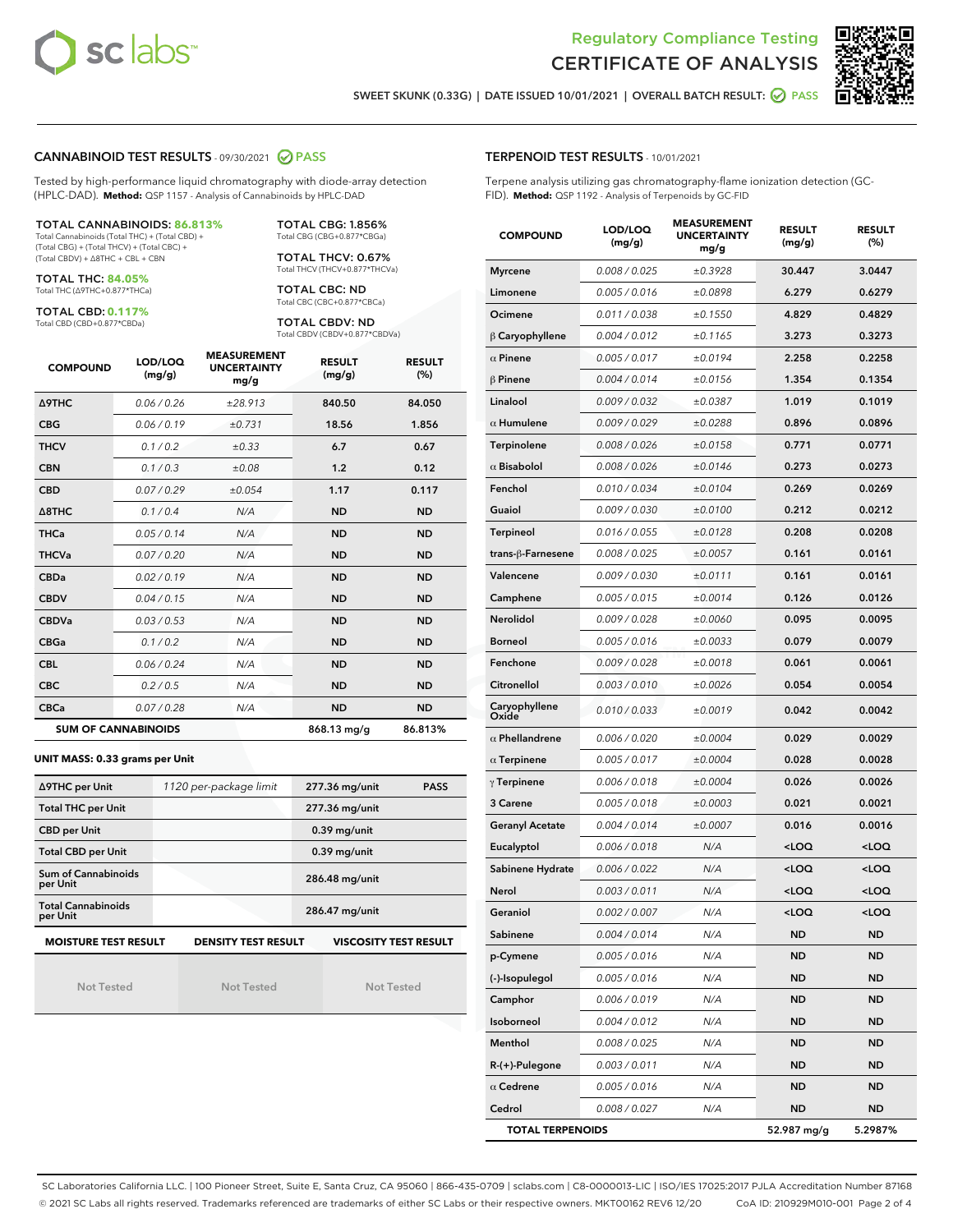Regulatory Compliance Testing
# CERTIFICATE OF ANALYSIS

SWEET SKUNK (0.33G) | DATE ISSUED 10/01/2021 | OVERALL BATCH RESULT: PASS

## CANNABINOID TEST RESULTS - 09/30/2021 PASS

Tested by high-performance liquid chromatography with diode-array detection (HPLC-DAD). **Method:** QSP 1157 - Analysis of Cannabinoids by HPLC-DAD

**TOTAL CANNABINOIDS: 86.813%**
Total Cannabinoids (Total THC) + (Total CBD) + (Total CBG) + (Total THCV) + (Total CBC) + (Total CBDV) + Δ8THC + CBL + CBN

**TOTAL THC: 84.05%**
Total THC (Δ9THC+0.877*THCa)

**TOTAL CBD: 0.117%**
Total CBD (CBD+0.877*CBDa)

**TOTAL CBG: 1.856%**
Total CBG (CBG+0.877*CBGa)

**TOTAL THCV: 0.67%**
Total THCV (THCV+0.877*THCVa)

**TOTAL CBC: ND**
Total CBC (CBC+0.877*CBCa)

**TOTAL CBDV: ND**
Total CBDV (CBDV+0.877*CBDVa)

| COMPOUND | LOD/LOQ (mg/g) | MEASUREMENT UNCERTAINTY mg/g | RESULT (mg/g) | RESULT (%) |
|---|---|---|---|---|
| Δ9THC | 0.06 / 0.26 | ±28.913 | 840.50 | 84.050 |
| CBG | 0.06 / 0.19 | ±0.731 | 18.56 | 1.856 |
| THCV | 0.1 / 0.2 | ±0.33 | 6.7 | 0.67 |
| CBN | 0.1 / 0.3 | ±0.08 | 1.2 | 0.12 |
| CBD | 0.07 / 0.29 | ±0.054 | 1.17 | 0.117 |
| Δ8THC | 0.1 / 0.4 | N/A | ND | ND |
| THCa | 0.05 / 0.14 | N/A | ND | ND |
| THCVa | 0.07 / 0.20 | N/A | ND | ND |
| CBDa | 0.02 / 0.19 | N/A | ND | ND |
| CBDV | 0.04 / 0.15 | N/A | ND | ND |
| CBDVa | 0.03 / 0.53 | N/A | ND | ND |
| CBGa | 0.1 / 0.2 | N/A | ND | ND |
| CBL | 0.06 / 0.24 | N/A | ND | ND |
| CBC | 0.2 / 0.5 | N/A | ND | ND |
| CBCa | 0.07 / 0.28 | N/A | ND | ND |
| **SUM OF CANNABINOIDS** | | | 868.13 mg/g | 86.813% |

**UNIT MASS: 0.33 grams per Unit**

| | | | |
|---|---|---|---|
| Δ9THC per Unit | 1120 per-package limit | 277.36 mg/unit | PASS |
| Total THC per Unit | | 277.36 mg/unit | |
| CBD per Unit | | 0.39 mg/unit | |
| Total CBD per Unit | | 0.39 mg/unit | |
| Sum of Cannabinoids per Unit | | 286.48 mg/unit | |
| Total Cannabinoids per Unit | | 286.47 mg/unit | |

| MOISTURE TEST RESULT | DENSITY TEST RESULT | VISCOSITY TEST RESULT |
|---|---|---|
| Not Tested | Not Tested | Not Tested |

## TERPENOID TEST RESULTS - 10/01/2021

Terpene analysis utilizing gas chromatography-flame ionization detection (GC-FID). **Method:** QSP 1192 - Analysis of Terpenoids by GC-FID

| COMPOUND | LOD/LOQ (mg/g) | MEASUREMENT UNCERTAINTY mg/g | RESULT (mg/g) | RESULT (%) |
|---|---|---|---|---|
| Myrcene | 0.008 / 0.025 | ±0.3928 | 30.447 | 3.0447 |
| Limonene | 0.005 / 0.016 | ±0.0898 | 6.279 | 0.6279 |
| Ocimene | 0.011 / 0.038 | ±0.1550 | 4.829 | 0.4829 |
| β Caryophyllene | 0.004 / 0.012 | ±0.1165 | 3.273 | 0.3273 |
| α Pinene | 0.005 / 0.017 | ±0.0194 | 2.258 | 0.2258 |
| β Pinene | 0.004 / 0.014 | ±0.0156 | 1.354 | 0.1354 |
| Linalool | 0.009 / 0.032 | ±0.0387 | 1.019 | 0.1019 |
| α Humulene | 0.009 / 0.029 | ±0.0288 | 0.896 | 0.0896 |
| Terpinolene | 0.008 / 0.026 | ±0.0158 | 0.771 | 0.0771 |
| α Bisabolol | 0.008 / 0.026 | ±0.0146 | 0.273 | 0.0273 |
| Fenchol | 0.010 / 0.034 | ±0.0104 | 0.269 | 0.0269 |
| Guaiol | 0.009 / 0.030 | ±0.0100 | 0.212 | 0.0212 |
| Terpineol | 0.016 / 0.055 | ±0.0128 | 0.208 | 0.0208 |
| trans-β-Farnesene | 0.008 / 0.025 | ±0.0057 | 0.161 | 0.0161 |
| Valencene | 0.009 / 0.030 | ±0.0111 | 0.161 | 0.0161 |
| Camphene | 0.005 / 0.015 | ±0.0014 | 0.126 | 0.0126 |
| Nerolidol | 0.009 / 0.028 | ±0.0060 | 0.095 | 0.0095 |
| Borneol | 0.005 / 0.016 | ±0.0033 | 0.079 | 0.0079 |
| Fenchone | 0.009 / 0.028 | ±0.0018 | 0.061 | 0.0061 |
| Citronellol | 0.003 / 0.010 | ±0.0026 | 0.054 | 0.0054 |
| Caryophyllene Oxide | 0.010 / 0.033 | ±0.0019 | 0.042 | 0.0042 |
| α Phellandrene | 0.006 / 0.020 | ±0.0004 | 0.029 | 0.0029 |
| α Terpinene | 0.005 / 0.017 | ±0.0004 | 0.028 | 0.0028 |
| γ Terpinene | 0.006 / 0.018 | ±0.0004 | 0.026 | 0.0026 |
| 3 Carene | 0.005 / 0.018 | ±0.0003 | 0.021 | 0.0021 |
| Geranyl Acetate | 0.004 / 0.014 | ±0.0007 | 0.016 | 0.0016 |
| Eucalyptol | 0.006 / 0.018 | N/A | <LOQ | <LOQ |
| Sabinene Hydrate | 0.006 / 0.022 | N/A | <LOQ | <LOQ |
| Nerol | 0.003 / 0.011 | N/A | <LOQ | <LOQ |
| Geraniol | 0.002 / 0.007 | N/A | <LOQ | <LOQ |
| Sabinene | 0.004 / 0.014 | N/A | ND | ND |
| p-Cymene | 0.005 / 0.016 | N/A | ND | ND |
| (-)-Isopulegol | 0.005 / 0.016 | N/A | ND | ND |
| Camphor | 0.006 / 0.019 | N/A | ND | ND |
| Isoborneol | 0.004 / 0.012 | N/A | ND | ND |
| Menthol | 0.008 / 0.025 | N/A | ND | ND |
| R-(+)-Pulegone | 0.003 / 0.011 | N/A | ND | ND |
| α Cedrene | 0.005 / 0.016 | N/A | ND | ND |
| Cedrol | 0.008 / 0.027 | N/A | ND | ND |
| **TOTAL TERPENOIDS** | | | 52.987 mg/g | 5.2987% |

SC Laboratories California LLC. | 100 Pioneer Street, Suite E, Santa Cruz, CA 95060 | 866-435-0709 | sclabs.com | C8-0000013-LIC | ISO/IES 17025:2017 PJLA Accreditation Number 87168
© 2021 SC Labs all rights reserved. Trademarks referenced are trademarks of either SC Labs or their respective owners. MKT00162 REV6 12/20 CoA ID: 210929M010-001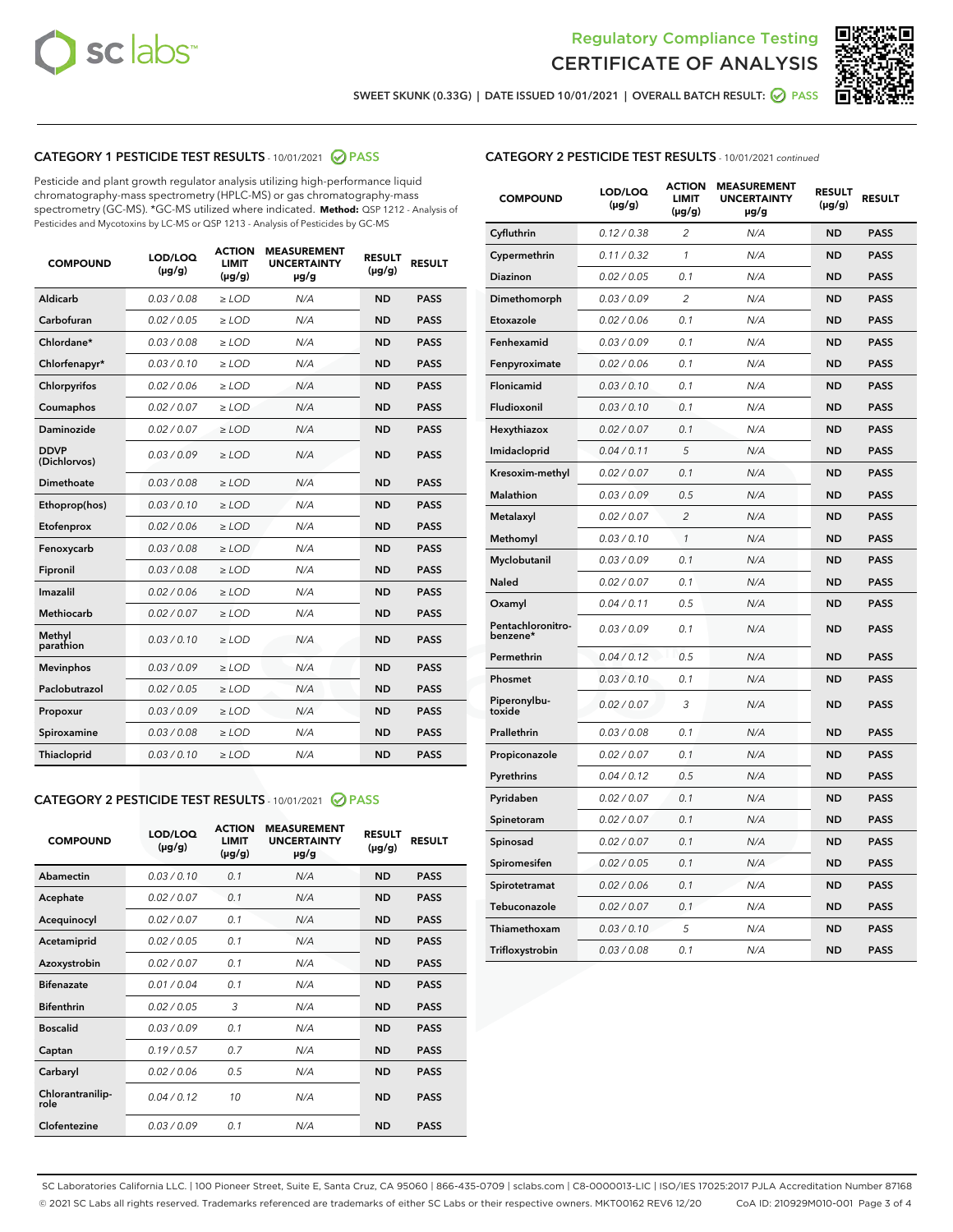Regulatory Compliance Testing
CERTIFICATE OF ANALYSIS

SWEET SKUNK (0.33G) | DATE ISSUED 10/01/2021 | OVERALL BATCH RESULT: PASS

## CATEGORY 1 PESTICIDE TEST RESULTS - 10/01/2021 PASS

Pesticide and plant growth regulator analysis utilizing high-performance liquid chromatography-mass spectrometry (HPLC-MS) or gas chromatography-mass spectrometry (GC-MS). *GC-MS utilized where indicated. **Method:** QSP 1212 - Analysis of Pesticides and Mycotoxins by LC-MS or QSP 1213 - Analysis of Pesticides by GC-MS

| COMPOUND | LOD/LOQ (µg/g) | ACTION LIMIT (µg/g) | MEASUREMENT UNCERTAINTY µg/g | RESULT (µg/g) | RESULT |
|---|---|---|---|---|---|
| Aldicarb | 0.03 / 0.08 | ≥ LOD | N/A | ND | PASS |
| Carbofuran | 0.02 / 0.05 | ≥ LOD | N/A | ND | PASS |
| Chlordane* | 0.03 / 0.08 | ≥ LOD | N/A | ND | PASS |
| Chlorfenapyr* | 0.03 / 0.10 | ≥ LOD | N/A | ND | PASS |
| Chlorpyrifos | 0.02 / 0.06 | ≥ LOD | N/A | ND | PASS |
| Coumaphos | 0.02 / 0.07 | ≥ LOD | N/A | ND | PASS |
| Daminozide | 0.02 / 0.07 | ≥ LOD | N/A | ND | PASS |
| DDVP (Dichlorvos) | 0.03 / 0.09 | ≥ LOD | N/A | ND | PASS |
| Dimethoate | 0.03 / 0.08 | ≥ LOD | N/A | ND | PASS |
| Ethoprop(hos) | 0.03 / 0.10 | ≥ LOD | N/A | ND | PASS |
| Etofenprox | 0.02 / 0.06 | ≥ LOD | N/A | ND | PASS |
| Fenoxycarb | 0.03 / 0.08 | ≥ LOD | N/A | ND | PASS |
| Fipronil | 0.03 / 0.08 | ≥ LOD | N/A | ND | PASS |
| Imazalil | 0.02 / 0.06 | ≥ LOD | N/A | ND | PASS |
| Methiocarb | 0.02 / 0.07 | ≥ LOD | N/A | ND | PASS |
| Methyl parathion | 0.03 / 0.10 | ≥ LOD | N/A | ND | PASS |
| Mevinphos | 0.03 / 0.09 | ≥ LOD | N/A | ND | PASS |
| Paclobutrazol | 0.02 / 0.05 | ≥ LOD | N/A | ND | PASS |
| Propoxur | 0.03 / 0.09 | ≥ LOD | N/A | ND | PASS |
| Spiroxamine | 0.03 / 0.08 | ≥ LOD | N/A | ND | PASS |
| Thiacloprid | 0.03 / 0.10 | ≥ LOD | N/A | ND | PASS |

## CATEGORY 2 PESTICIDE TEST RESULTS - 10/01/2021 PASS

| COMPOUND | LOD/LOQ (µg/g) | ACTION LIMIT (µg/g) | MEASUREMENT UNCERTAINTY µg/g | RESULT (µg/g) | RESULT |
|---|---|---|---|---|---|
| Abamectin | 0.03 / 0.10 | 0.1 | N/A | ND | PASS |
| Acephate | 0.02 / 0.07 | 0.1 | N/A | ND | PASS |
| Acequinocyl | 0.02 / 0.07 | 0.1 | N/A | ND | PASS |
| Acetamiprid | 0.02 / 0.05 | 0.1 | N/A | ND | PASS |
| Azoxystrobin | 0.02 / 0.07 | 0.1 | N/A | ND | PASS |
| Bifenazate | 0.01 / 0.04 | 0.1 | N/A | ND | PASS |
| Bifenthrin | 0.02 / 0.05 | 3 | N/A | ND | PASS |
| Boscalid | 0.03 / 0.09 | 0.1 | N/A | ND | PASS |
| Captan | 0.19 / 0.57 | 0.7 | N/A | ND | PASS |
| Carbaryl | 0.02 / 0.06 | 0.5 | N/A | ND | PASS |
| Chlorantraniliprole | 0.04 / 0.12 | 10 | N/A | ND | PASS |
| Clofentezine | 0.03 / 0.09 | 0.1 | N/A | ND | PASS |
| Cyfluthrin | 0.12 / 0.38 | 2 | N/A | ND | PASS |
| Cypermethrin | 0.11 / 0.32 | 1 | N/A | ND | PASS |
| Diazinon | 0.02 / 0.05 | 0.1 | N/A | ND | PASS |
| Dimethomorph | 0.03 / 0.09 | 2 | N/A | ND | PASS |
| Etoxazole | 0.02 / 0.06 | 0.1 | N/A | ND | PASS |
| Fenhexamid | 0.03 / 0.09 | 0.1 | N/A | ND | PASS |
| Fenpyroximate | 0.02 / 0.06 | 0.1 | N/A | ND | PASS |
| Flonicamid | 0.03 / 0.10 | 0.1 | N/A | ND | PASS |
| Fludioxonil | 0.03 / 0.10 | 0.1 | N/A | ND | PASS |
| Hexythiazox | 0.02 / 0.07 | 0.1 | N/A | ND | PASS |
| Imidacloprid | 0.04 / 0.11 | 5 | N/A | ND | PASS |
| Kresoxim-methyl | 0.02 / 0.07 | 0.1 | N/A | ND | PASS |
| Malathion | 0.03 / 0.09 | 0.5 | N/A | ND | PASS |
| Metalaxyl | 0.02 / 0.07 | 2 | N/A | ND | PASS |
| Methomyl | 0.03 / 0.10 | 1 | N/A | ND | PASS |
| Myclobutanil | 0.03 / 0.09 | 0.1 | N/A | ND | PASS |
| Naled | 0.02 / 0.07 | 0.1 | N/A | ND | PASS |
| Oxamyl | 0.04 / 0.11 | 0.5 | N/A | ND | PASS |
| Pentachloronitrobenzene* | 0.03 / 0.09 | 0.1 | N/A | ND | PASS |
| Permethrin | 0.04 / 0.12 | 0.5 | N/A | ND | PASS |
| Phosmet | 0.03 / 0.10 | 0.1 | N/A | ND | PASS |
| Piperonylbutoxide | 0.02 / 0.07 | 3 | N/A | ND | PASS |
| Prallethrin | 0.03 / 0.08 | 0.1 | N/A | ND | PASS |
| Propiconazole | 0.02 / 0.07 | 0.1 | N/A | ND | PASS |
| Pyrethrins | 0.04 / 0.12 | 0.5 | N/A | ND | PASS |
| Pyridaben | 0.02 / 0.07 | 0.1 | N/A | ND | PASS |
| Spinetoram | 0.02 / 0.07 | 0.1 | N/A | ND | PASS |
| Spinosad | 0.02 / 0.07 | 0.1 | N/A | ND | PASS |
| Spiromesifen | 0.02 / 0.05 | 0.1 | N/A | ND | PASS |
| Spirotetramat | 0.02 / 0.06 | 0.1 | N/A | ND | PASS |
| Tebuconazole | 0.02 / 0.07 | 0.1 | N/A | ND | PASS |
| Thiamethoxam | 0.03 / 0.10 | 5 | N/A | ND | PASS |
| Trifloxystrobin | 0.03 / 0.08 | 0.1 | N/A | ND | PASS |

SC Laboratories California LLC. | 100 Pioneer Street, Suite E, Santa Cruz, CA 95060 | 866-435-0709 | sclabs.com | C8-0000013-LIC | ISO/IES 17025:2017 PJLA Accreditation Number 87168
© 2021 SC Labs all rights reserved. Trademarks referenced are trademarks of either SC Labs or their respective owners. MKT00162 REV6 12/20 CoA ID: 210929M010-001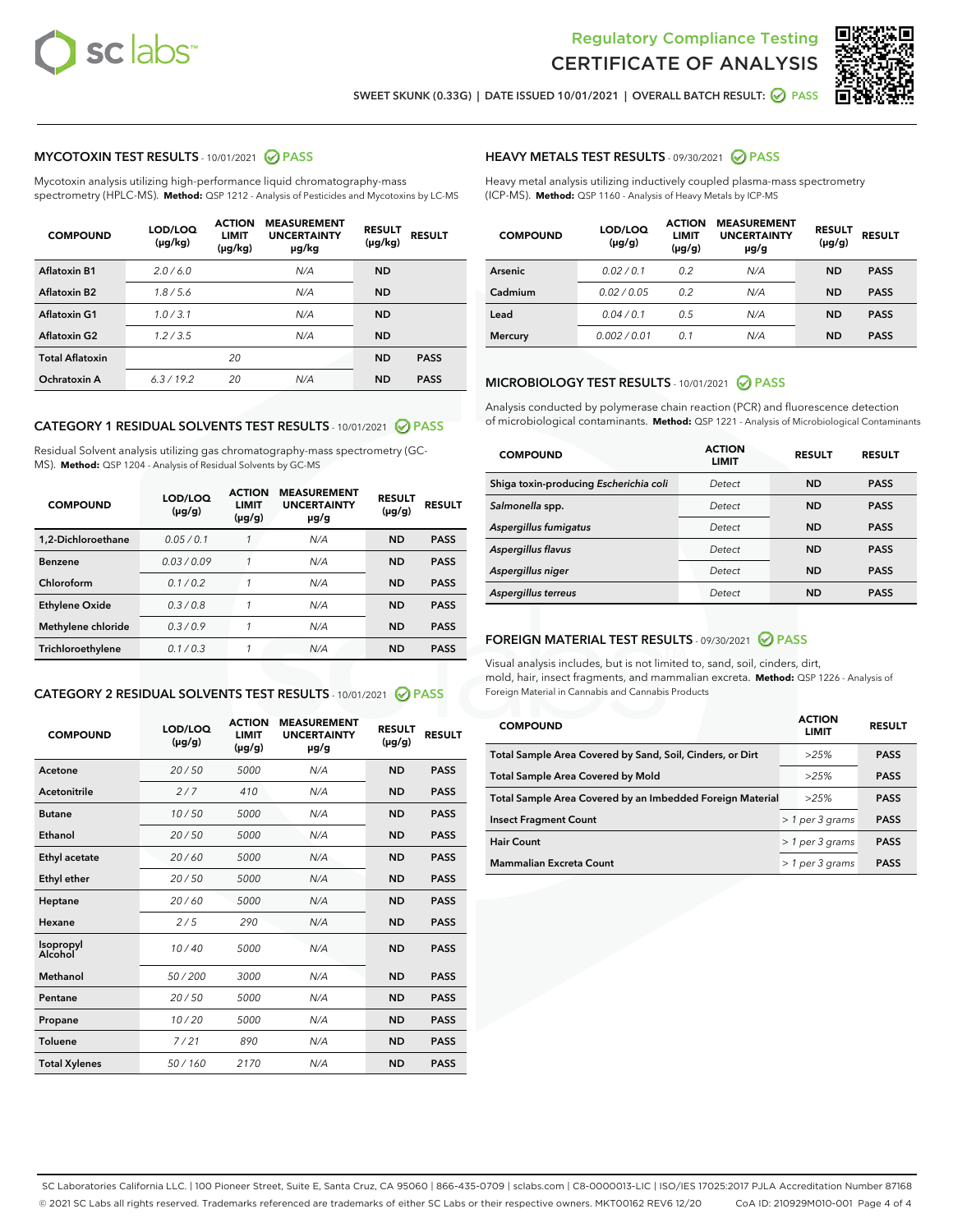# Regulatory Compliance Testing
# CERTIFICATE OF ANALYSIS

SWEET SKUNK (0.33G) | DATE ISSUED 10/01/2021 | OVERALL BATCH RESULT: PASS

## MYCOTOXIN TEST RESULTS - 10/01/2021 PASS

Mycotoxin analysis utilizing high-performance liquid chromatography-mass spectrometry (HPLC-MS). **Method:** QSP 1212 - Analysis of Pesticides and Mycotoxins by LC-MS

| COMPOUND | LOD/LOQ (µg/kg) | ACTION LIMIT (µg/kg) | MEASUREMENT UNCERTAINTY µg/kg | RESULT (µg/kg) | RESULT |
|---|---|---|---|---|---|
| Aflatoxin B1 | 2.0 / 6.0 | | N/A | ND | |
| Aflatoxin B2 | 1.8 / 5.6 | | N/A | ND | |
| Aflatoxin G1 | 1.0 / 3.1 | | N/A | ND | |
| Aflatoxin G2 | 1.2 / 3.5 | | N/A | ND | |
| Total Aflatoxin | | 20 | | ND | PASS |
| Ochratoxin A | 6.3 / 19.2 | 20 | N/A | ND | PASS |

## CATEGORY 1 RESIDUAL SOLVENTS TEST RESULTS - 10/01/2021 PASS

Residual Solvent analysis utilizing gas chromatography-mass spectrometry (GC-MS). **Method:** QSP 1204 - Analysis of Residual Solvents by GC-MS

| COMPOUND | LOD/LOQ (µg/g) | ACTION LIMIT (µg/g) | MEASUREMENT UNCERTAINTY µg/g | RESULT (µg/g) | RESULT |
|---|---|---|---|---|---|
| 1,2-Dichloroethane | 0.05 / 0.1 | 1 | N/A | ND | PASS |
| Benzene | 0.03 / 0.09 | 1 | N/A | ND | PASS |
| Chloroform | 0.1 / 0.2 | 1 | N/A | ND | PASS |
| Ethylene Oxide | 0.3 / 0.8 | 1 | N/A | ND | PASS |
| Methylene chloride | 0.3 / 0.9 | 1 | N/A | ND | PASS |
| Trichloroethylene | 0.1 / 0.3 | 1 | N/A | ND | PASS |

## CATEGORY 2 RESIDUAL SOLVENTS TEST RESULTS - 10/01/2021 PASS

| COMPOUND | LOD/LOQ (µg/g) | ACTION LIMIT (µg/g) | MEASUREMENT UNCERTAINTY µg/g | RESULT (µg/g) | RESULT |
|---|---|---|---|---|---|
| Acetone | 20 / 50 | 5000 | N/A | ND | PASS |
| Acetonitrile | 2 / 7 | 410 | N/A | ND | PASS |
| Butane | 10 / 50 | 5000 | N/A | ND | PASS |
| Ethanol | 20 / 50 | 5000 | N/A | ND | PASS |
| Ethyl acetate | 20 / 60 | 5000 | N/A | ND | PASS |
| Ethyl ether | 20 / 50 | 5000 | N/A | ND | PASS |
| Heptane | 20 / 60 | 5000 | N/A | ND | PASS |
| Hexane | 2 / 5 | 290 | N/A | ND | PASS |
| Isopropyl Alcohol | 10 / 40 | 5000 | N/A | ND | PASS |
| Methanol | 50 / 200 | 3000 | N/A | ND | PASS |
| Pentane | 20 / 50 | 5000 | N/A | ND | PASS |
| Propane | 10 / 20 | 5000 | N/A | ND | PASS |
| Toluene | 7 / 21 | 890 | N/A | ND | PASS |
| Total Xylenes | 50 / 160 | 2170 | N/A | ND | PASS |

## HEAVY METALS TEST RESULTS - 09/30/2021 PASS

Heavy metal analysis utilizing inductively coupled plasma-mass spectrometry (ICP-MS). **Method:** QSP 1160 - Analysis of Heavy Metals by ICP-MS

| COMPOUND | LOD/LOQ (µg/g) | ACTION LIMIT (µg/g) | MEASUREMENT UNCERTAINTY µg/g | RESULT (µg/g) | RESULT |
|---|---|---|---|---|---|
| Arsenic | 0.02 / 0.1 | 0.2 | N/A | ND | PASS |
| Cadmium | 0.02 / 0.05 | 0.2 | N/A | ND | PASS |
| Lead | 0.04 / 0.1 | 0.5 | N/A | ND | PASS |
| Mercury | 0.002 / 0.01 | 0.1 | N/A | ND | PASS |

## MICROBIOLOGY TEST RESULTS - 10/01/2021 PASS

Analysis conducted by polymerase chain reaction (PCR) and fluorescence detection of microbiological contaminants. **Method:** QSP 1221 - Analysis of Microbiological Contaminants

| COMPOUND | ACTION LIMIT | RESULT | RESULT |
|---|---|---|---|
| Shiga toxin-producing *Escherichia coli* | Detect | ND | PASS |
| *Salmonella* spp. | Detect | ND | PASS |
| *Aspergillus fumigatus* | Detect | ND | PASS |
| *Aspergillus flavus* | Detect | ND | PASS |
| *Aspergillus niger* | Detect | ND | PASS |
| *Aspergillus terreus* | Detect | ND | PASS |

## FOREIGN MATERIAL TEST RESULTS - 09/30/2021 PASS

Visual analysis includes, but is not limited to, sand, soil, cinders, dirt, mold, hair, insect fragments, and mammalian excreta. **Method:** QSP 1226 - Analysis of Foreign Material in Cannabis and Cannabis Products

| COMPOUND | ACTION LIMIT | RESULT |
|---|---|---|
| Total Sample Area Covered by Sand, Soil, Cinders, or Dirt | >25% | PASS |
| Total Sample Area Covered by Mold | >25% | PASS |
| Total Sample Area Covered by an Imbedded Foreign Material | >25% | PASS |
| Insect Fragment Count | > 1 per 3 grams | PASS |
| Hair Count | > 1 per 3 grams | PASS |
| Mammalian Excreta Count | > 1 per 3 grams | PASS |

SC Laboratories California LLC. | 100 Pioneer Street, Suite E, Santa Cruz, CA 95060 | 866-435-0709 | sclabs.com | C8-0000013-LIC | ISO/IES 17025:2017 PJLA Accreditation Number 87168
© 2021 SC Labs all rights reserved. Trademarks referenced are trademarks of either SC Labs or their respective owners. MKT00162 REV6 12/20 CoA ID: 210929M010-001